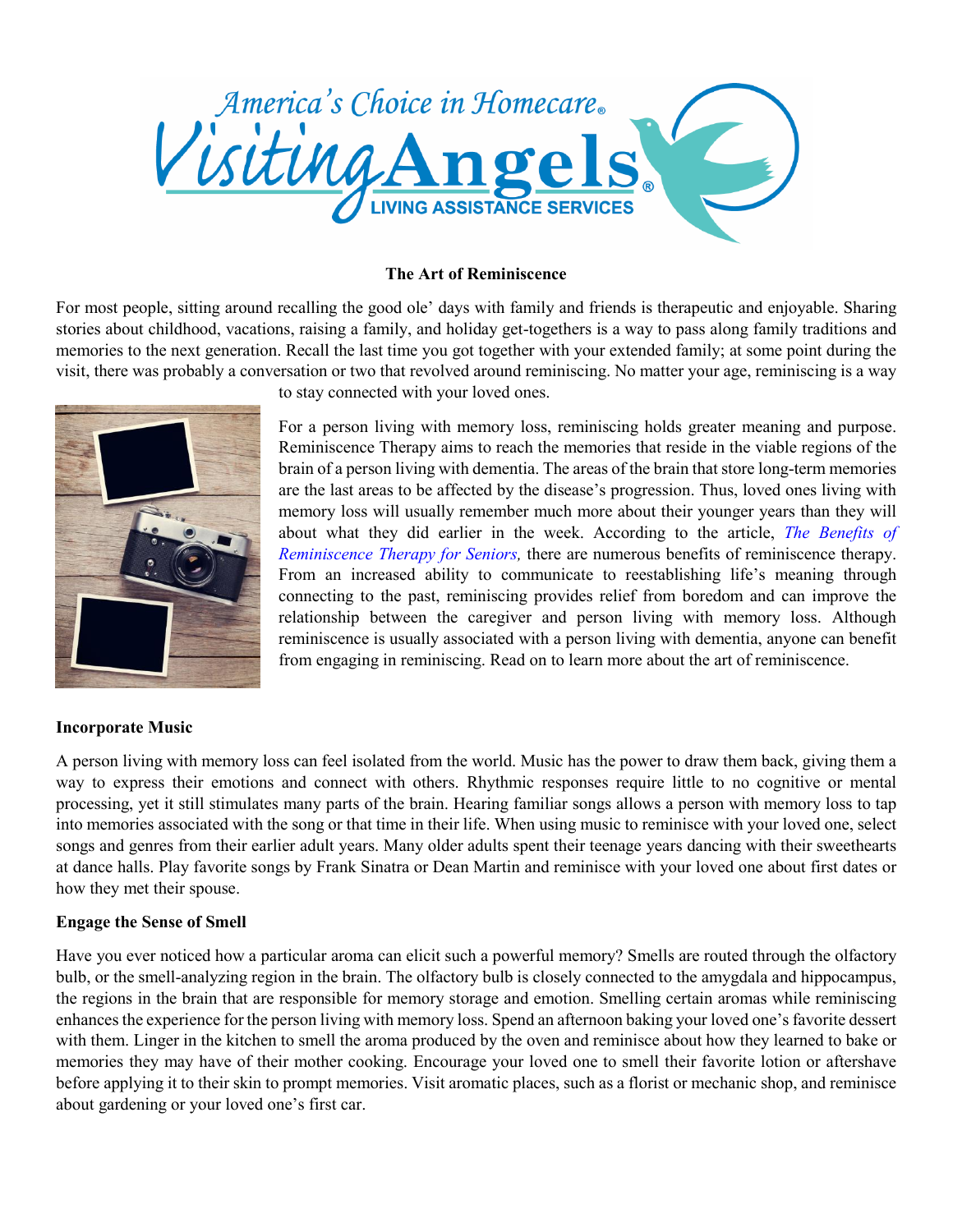# The Art of Reminiscence

For most people, sitting around recalling the good ole' days with family and friends is therapeutic and enjoyable. Sharing stories about childhood, vacations, raising a family, and holiday get-togethers is a way to pass along family traditions and memories to the next generation. Recall the last time you got together with your extended family; at some point during the visit, there was probably a conversation or two that revolved around reminiscing. No matter your age, reminiscing is a way to stay connected with your loved ones.

For a person living with memory loss, reminiscing holds greater meaning and purpose. Reminiscence Therapy aims to reach the memories that reside in the viable regions of the brain of a person living with dementia. The areas of the brain that store long-term memories are the last areas to be affected by the disease's progression. Thus, loved ones living with memory loss will usually remember much more about their younger years than they will about what they did earlier in the week. According to the article, *The Benefits of Reminiscence Therapy for Seniors,* there are numerous benefits of reminiscence therapy. From an increased ability to communicate to reestablishing life's meaning through connecting to the past, reminiscing provides relief from boredom and can improve the relationship between the caregiver and person living with memory loss. Although reminiscence is usually associated with a person living with dementia, anyone can benefit from engaging in reminiscing. Read on to learn more about the art of reminiscence.

## Incorporate Music

A person living with memory loss can feel isolated from the world. Music has the power to draw them back, giving them a way to express their emotions and connect with others. Rhythmic responses require little to no cognitive or mental processing, yet it still stimulates many parts of the brain. Hearing familiar songs allows a person with memory loss to tap into memories associated with the song or that time in their life. When using music to reminisce with your loved one, select songs and genres from their earlier adult years. Many older adults spent their teenage years dancing with their sweethearts at dance halls. Play favorite songs by Frank Sinatra or Dean Martin and reminisce with your loved one about first dates or how they met their spouse.

## Engage the Sense of Smell

Have you ever noticed how a particular aroma can elicit such a powerful memory? Smells are routed through the olfactory bulb, or the smell-analyzing region in the brain. The olfactory bulb is closely connected to the amygdala and hippocampus, the regions in the brain that are responsible for memory storage and emotion. Smelling certain aromas while reminiscing enhances the experience for the person living with memory loss. Spend an afternoon baking your loved one's favorite dessert with them. Linger in the kitchen to smell the aroma produced by the oven and reminisce about how they learned to bake or memories they may have of their mother cooking. Encourage your loved one to smell their favorite lotion or aftershave before applying it to their skin to prompt memories. Visit aromatic places, such as a florist or mechanic shop, and reminisce about gardening or your loved one's first car.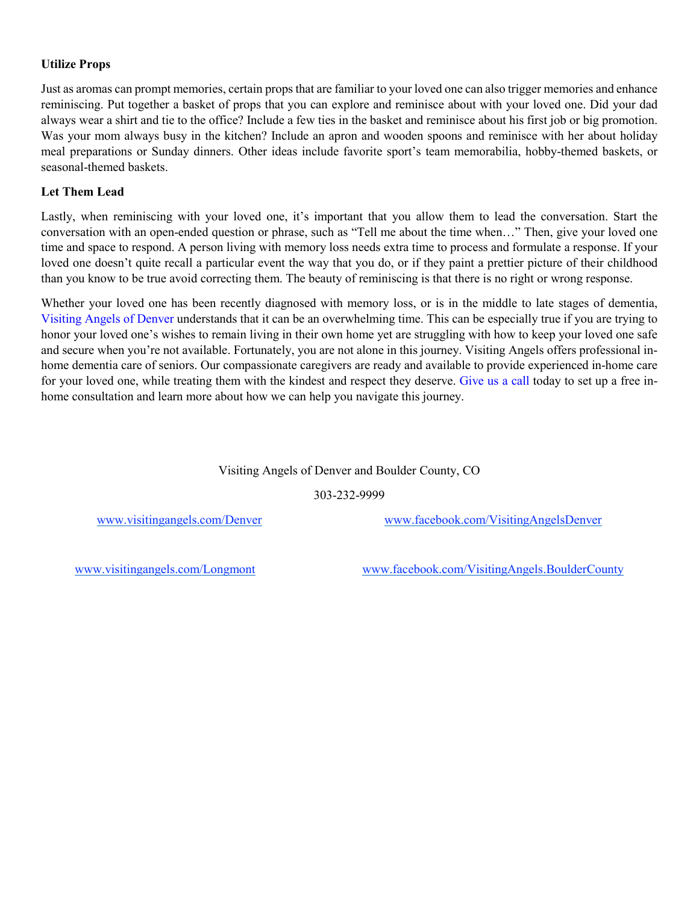**Utilize Props**

Just as aromas can prompt memories, certain props that are familiar to your loved one can also trigger memories and enhance reminiscing. Put together a basket of props that you can explore and reminisce about with your loved one. Did your dad always wear a shirt and tie to the office? Include a few ties in the basket and reminisce about his first job or big promotion. Was your mom always busy in the kitchen? Include an apron and wooden spoons and reminisce with her about holiday meal preparations or Sunday dinners. Other ideas include favorite sport's team memorabilia, hobby-themed baskets, or seasonal-themed baskets.

**Let Them Lead**

Lastly, when reminiscing with your loved one, it's important that you allow them to lead the conversation. Start the conversation with an open-ended question or phrase, such as "Tell me about the time when…" Then, give your loved one time and space to respond. A person living with memory loss needs extra time to process and formulate a response. If your loved one doesn't quite recall a particular event the way that you do, or if they paint a prettier picture of their childhood than you know to be true avoid correcting them. The beauty of reminiscing is that there is no right or wrong response.

Whether your loved one has been recently diagnosed with memory loss, or is in the middle to late stages of dementia, Visiting Angels of Denver understands that it can be an overwhelming time. This can be especially true if you are trying to honor your loved one's wishes to remain living in their own home yet are struggling with how to keep your loved one safe and secure when you're not available. Fortunately, you are not alone in this journey. Visiting Angels offers professional in-home dementia care of seniors. Our compassionate caregivers are ready and available to provide experienced in-home care for your loved one, while treating them with the kindest and respect they deserve. Give us a call today to set up a free in-home consultation and learn more about how we can help you navigate this journey.

Visiting Angels of Denver and Boulder County, CO

303-232-9999

www.visitingangels.com/Denver www.facebook.com/VisitingAngelsDenver

www.visitingangels.com/Longmont www.facebook.com/VisitingAngels.BoulderCounty